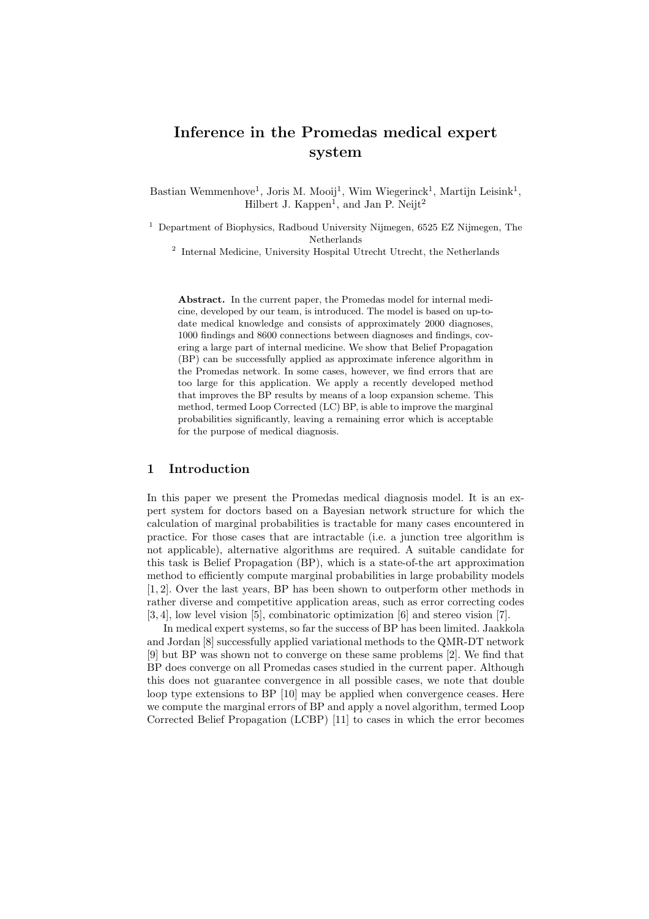# Inference in the Promedas medical expert system

Bastian Wemmenhove[1], Joris M. Mooij[1], Wim Wiegerinck[1], Martijn Leisink[1], Hilbert J. Kappen[1], and Jan P. Neijt[2]

[1] Department of Biophysics, Radboud University Nijmegen, 6525 EZ Nijmegen, The Netherlands

[2] Internal Medicine, University Hospital Utrecht Utrecht, the Netherlands

**Abstract.** In the current paper, the Promedas model for internal medicine, developed by our team, is introduced. The model is based on up-to-date medical knowledge and consists of approximately 2000 diagnoses, 1000 findings and 8600 connections between diagnoses and findings, covering a large part of internal medicine. We show that Belief Propagation (BP) can be successfully applied as approximate inference algorithm in the Promedas network. In some cases, however, we find errors that are too large for this application. We apply a recently developed method that improves the BP results by means of a loop expansion scheme. This method, termed Loop Corrected (LC) BP, is able to improve the marginal probabilities significantly, leaving a remaining error which is acceptable for the purpose of medical diagnosis.

## 1 Introduction

In this paper we present the Promedas medical diagnosis model. It is an expert system for doctors based on a Bayesian network structure for which the calculation of marginal probabilities is tractable for many cases encountered in practice. For those cases that are intractable (i.e. a junction tree algorithm is not applicable), alternative algorithms are required. A suitable candidate for this task is Belief Propagation (BP), which is a state-of-the art approximation method to efficiently compute marginal probabilities in large probability models [1, 2]. Over the last years, BP has been shown to outperform other methods in rather diverse and competitive application areas, such as error correcting codes [3, 4], low level vision [5], combinatoric optimization [6] and stereo vision [7].

In medical expert systems, so far the success of BP has been limited. Jaakkola and Jordan [8] successfully applied variational methods to the QMR-DT network [9] but BP was shown not to converge on these same problems [2]. We find that BP does converge on all Promedas cases studied in the current paper. Although this does not guarantee convergence in all possible cases, we note that double loop type extensions to BP [10] may be applied when convergence ceases. Here we compute the marginal errors of BP and apply a novel algorithm, termed Loop Corrected Belief Propagation (LCBP) [11] to cases in which the error becomes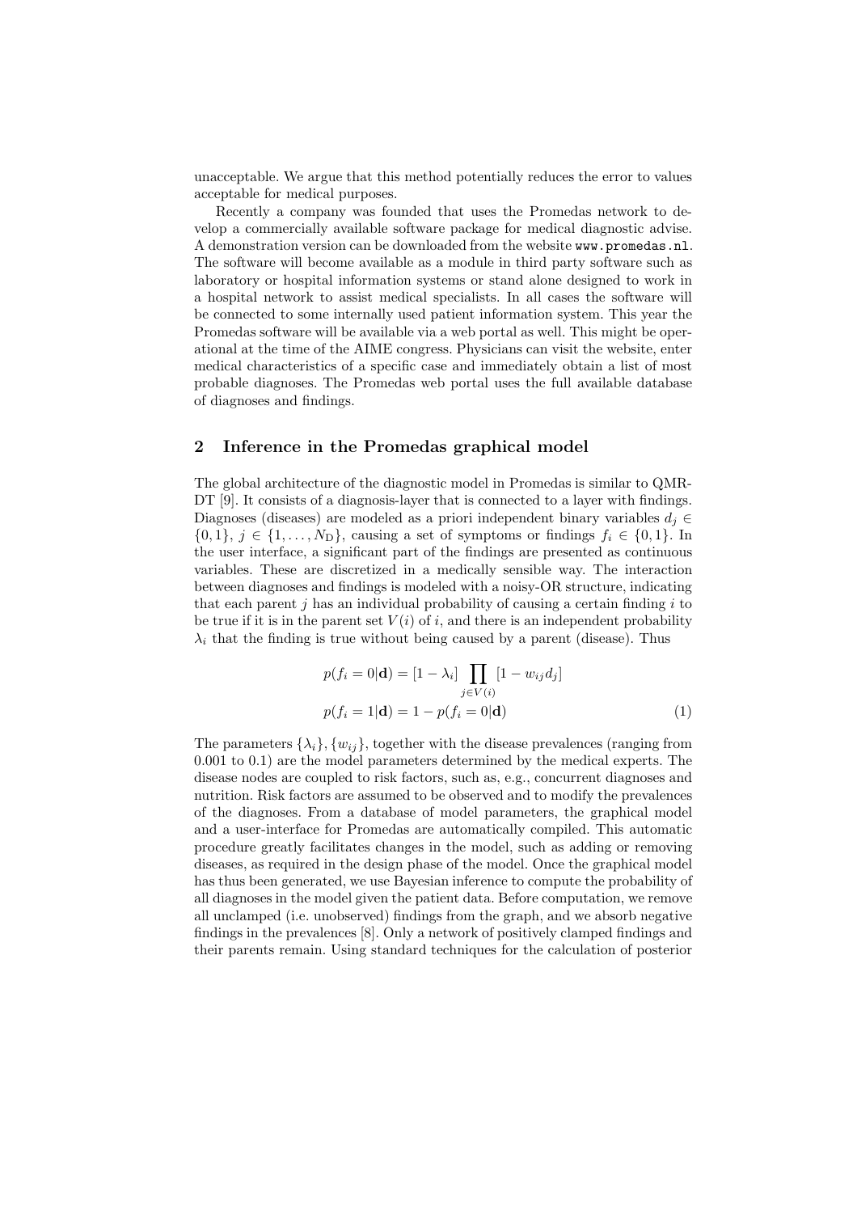unacceptable. We argue that this method potentially reduces the error to values acceptable for medical purposes.

Recently a company was founded that uses the Promedas network to develop a commercially available software package for medical diagnostic advise. A demonstration version can be downloaded from the website www.promedas.nl. The software will become available as a module in third party software such as laboratory or hospital information systems or stand alone designed to work in a hospital network to assist medical specialists. In all cases the software will be connected to some internally used patient information system. This year the Promedas software will be available via a web portal as well. This might be operational at the time of the AIME congress. Physicians can visit the website, enter medical characteristics of a specific case and immediately obtain a list of most probable diagnoses. The Promedas web portal uses the full available database of diagnoses and findings.

## 2 Inference in the Promedas graphical model

The global architecture of the diagnostic model in Promedas is similar to QMR-DT [9]. It consists of a diagnosis-layer that is connected to a layer with findings. Diagnoses (diseases) are modeled as a priori independent binary variables $d_j \in \{0,1\}$, $j \in \{1,\ldots,N_{\mathrm{D}}\}$, causing a set of symptoms or findings $f_i \in \{0,1\}$. In the user interface, a significant part of the findings are presented as continuous variables. These are discretized in a medically sensible way. The interaction between diagnoses and findings is modeled with a noisy-OR structure, indicating that each parent $j$ has an individual probability of causing a certain finding $i$ to be true if it is in the parent set $V(i)$ of $i$, and there is an independent probability $\lambda_i$ that the finding is true without being caused by a parent (disease). Thus

$$
\begin{aligned}
p(f_i = 0|\mathbf{d}) &= [1-\lambda_i] \prod_{j \in V(i)} [1 - w_{ij} d_j] \\
p(f_i = 1|\mathbf{d}) &= 1 - p(f_i = 0|\mathbf{d}) \qquad (1)
\end{aligned}
$$

The parameters $\{\lambda_i\}, \{w_{ij}\}$, together with the disease prevalences (ranging from 0.001 to 0.1) are the model parameters determined by the medical experts. The disease nodes are coupled to risk factors, such as, e.g., concurrent diagnoses and nutrition. Risk factors are assumed to be observed and to modify the prevalences of the diagnoses. From a database of model parameters, the graphical model and a user-interface for Promedas are automatically compiled. This automatic procedure greatly facilitates changes in the model, such as adding or removing diseases, as required in the design phase of the model. Once the graphical model has thus been generated, we use Bayesian inference to compute the probability of all diagnoses in the model given the patient data. Before computation, we remove all unclamped (i.e. unobserved) findings from the graph, and we absorb negative findings in the prevalences [8]. Only a network of positively clamped findings and their parents remain. Using standard techniques for the calculation of posterior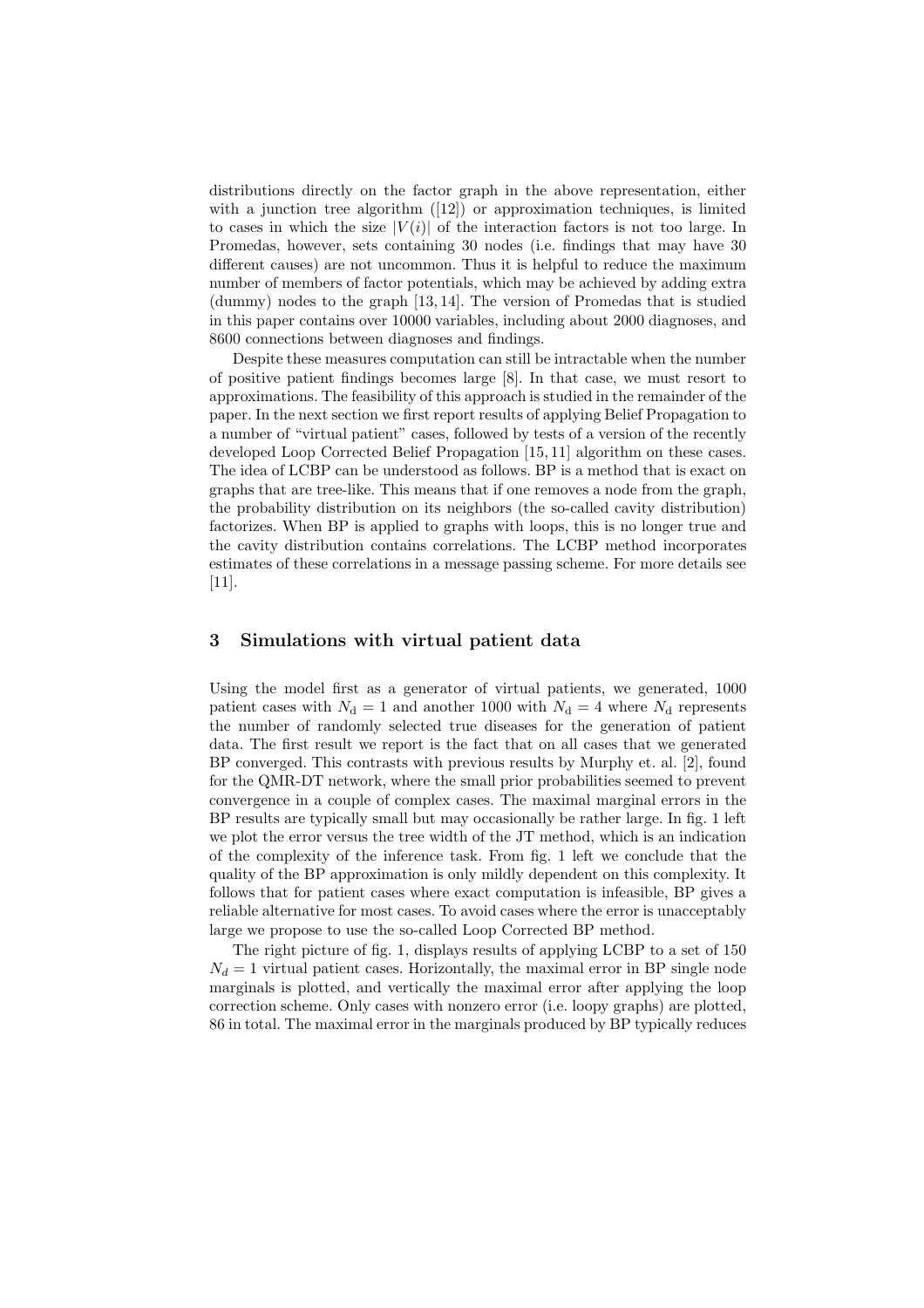distributions directly on the factor graph in the above representation, either with a junction tree algorithm ([12]) or approximation techniques, is limited to cases in which the size $|V(i)|$ of the interaction factors is not too large. In Promedas, however, sets containing 30 nodes (i.e. findings that may have 30 different causes) are not uncommon. Thus it is helpful to reduce the maximum number of members of factor potentials, which may be achieved by adding extra (dummy) nodes to the graph [13, 14]. The version of Promedas that is studied in this paper contains over 10000 variables, including about 2000 diagnoses, and 8600 connections between diagnoses and findings.

Despite these measures computation can still be intractable when the number of positive patient findings becomes large [8]. In that case, we must resort to approximations. The feasibility of this approach is studied in the remainder of the paper. In the next section we first report results of applying Belief Propagation to a number of "virtual patient" cases, followed by tests of a version of the recently developed Loop Corrected Belief Propagation [15, 11] algorithm on these cases. The idea of LCBP can be understood as follows. BP is a method that is exact on graphs that are tree-like. This means that if one removes a node from the graph, the probability distribution on its neighbors (the so-called cavity distribution) factorizes. When BP is applied to graphs with loops, this is no longer true and the cavity distribution contains correlations. The LCBP method incorporates estimates of these correlations in a message passing scheme. For more details see [11].

## 3 Simulations with virtual patient data

Using the model first as a generator of virtual patients, we generated, 1000 patient cases with $N_\mathrm{d} = 1$ and another 1000 with $N_\mathrm{d} = 4$ where $N_\mathrm{d}$ represents the number of randomly selected true diseases for the generation of patient data. The first result we report is the fact that on all cases that we generated BP converged. This contrasts with previous results by Murphy et. al. [2], found for the QMR-DT network, where the small prior probabilities seemed to prevent convergence in a couple of complex cases. The maximal marginal errors in the BP results are typically small but may occasionally be rather large. In fig. 1 left we plot the error versus the tree width of the JT method, which is an indication of the complexity of the inference task. From fig. 1 left we conclude that the quality of the BP approximation is only mildly dependent on this complexity. It follows that for patient cases where exact computation is infeasible, BP gives a reliable alternative for most cases. To avoid cases where the error is unacceptably large we propose to use the so-called Loop Corrected BP method.

The right picture of fig. 1, displays results of applying LCBP to a set of 150 $N_d = 1$ virtual patient cases. Horizontally, the maximal error in BP single node marginals is plotted, and vertically the maximal error after applying the loop correction scheme. Only cases with nonzero error (i.e. loopy graphs) are plotted, 86 in total. The maximal error in the marginals produced by BP typically reduces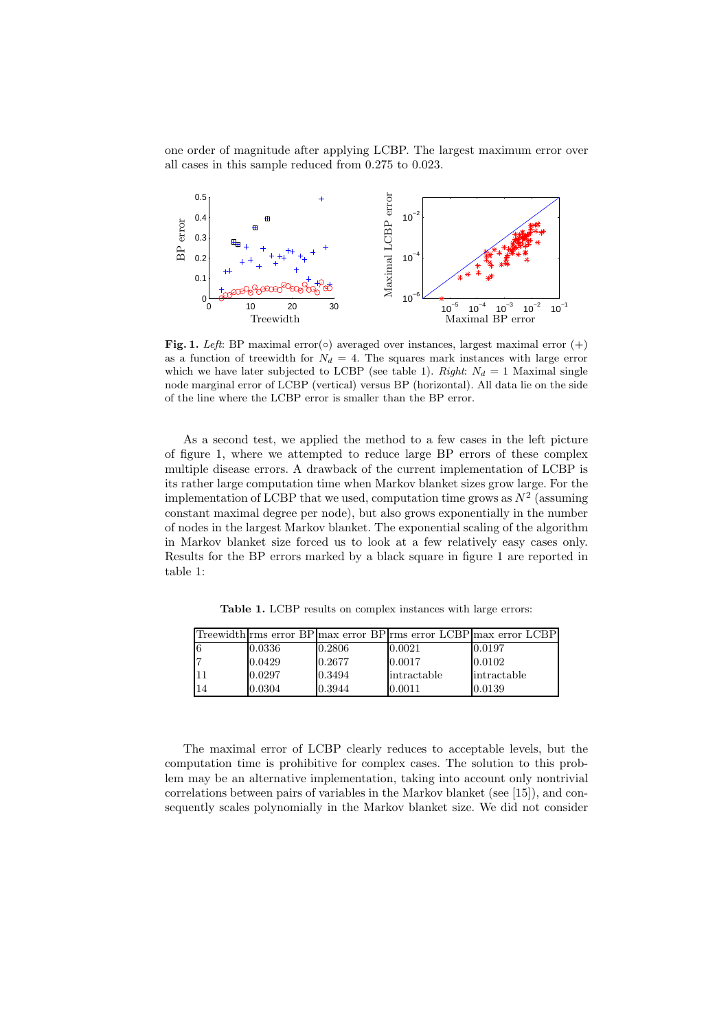one order of magnitude after applying LCBP. The largest maximum error over all cases in this sample reduced from 0.275 to 0.023.

0.5
0.4
0.3
0.2
0.1
0
BP error
0
10
20
30
Treewidth

$10^{-2}$
$10^{-4}$
$10^{-6}$
Maximal LCBP error
$10^{-5}$
$10^{-4}$
$10^{-3}$
$10^{-2}$
$10^{-1}$
Maximal BP error

**Fig. 1.** *Left*: BP maximal error(○) averaged over instances, largest maximal error (+) as a function of treewidth for $N_d = 4$. The squares mark instances with large error which we have later subjected to LCBP (see table 1). *Right*: $N_d = 1$ Maximal single node marginal error of LCBP (vertical) versus BP (horizontal). All data lie on the side of the line where the LCBP error is smaller than the BP error.

As a second test, we applied the method to a few cases in the left picture of figure 1, where we attempted to reduce large BP errors of these complex multiple disease errors. A drawback of the current implementation of LCBP is its rather large computation time when Markov blanket sizes grow large. For the implementation of LCBP that we used, computation time grows as $N^2$ (assuming constant maximal degree per node), but also grows exponentially in the number of nodes in the largest Markov blanket. The exponential scaling of the algorithm in Markov blanket size forced us to look at a few relatively easy cases only. Results for the BP errors marked by a black square in figure 1 are reported in table 1:

**Table 1.** LCBP results on complex instances with large errors:

| Treewidth | rms error BP | max error BP | rms error LCBP | max error LCBP |
|---|---|---|---|---|
| 6 | 0.0336 | 0.2806 | 0.0021 | 0.0197 |
| 7 | 0.0429 | 0.2677 | 0.0017 | 0.0102 |
| 11 | 0.0297 | 0.3494 | intractable | intractable |
| 14 | 0.0304 | 0.3944 | 0.0011 | 0.0139 |

The maximal error of LCBP clearly reduces to acceptable levels, but the computation time is prohibitive for complex cases. The solution to this problem may be an alternative implementation, taking into account only nontrivial correlations between pairs of variables in the Markov blanket (see [15]), and consequently scales polynomially in the Markov blanket size. We did not consider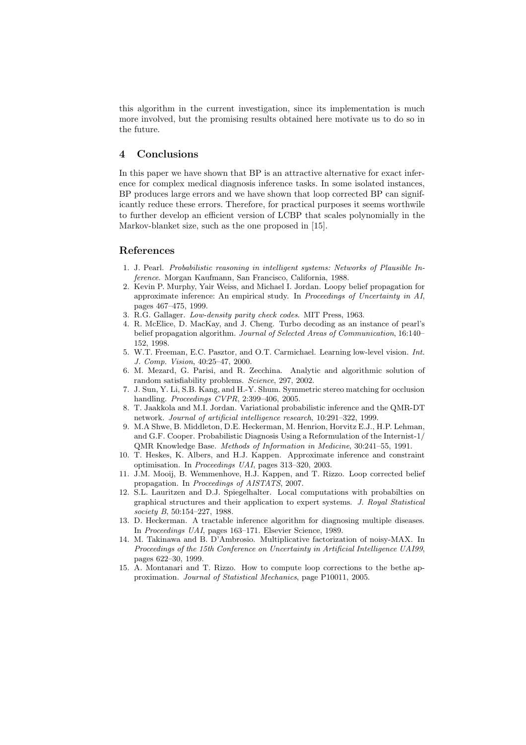this algorithm in the current investigation, since its implementation is much more involved, but the promising results obtained here motivate us to do so in the future.

## 4 Conclusions

In this paper we have shown that BP is an attractive alternative for exact inference for complex medical diagnosis inference tasks. In some isolated instances, BP produces large errors and we have shown that loop corrected BP can significantly reduce these errors. Therefore, for practical purposes it seems worthwile to further develop an efficient version of LCBP that scales polynomially in the Markov-blanket size, such as the one proposed in [15].

## References

1. J. Pearl. *Probabilistic reasoning in intelligent systems: Networks of Plausible Inference*. Morgan Kaufmann, San Francisco, California, 1988.
2. Kevin P. Murphy, Yair Weiss, and Michael I. Jordan. Loopy belief propagation for approximate inference: An empirical study. In *Proceedings of Uncertainty in AI*, pages 467–475, 1999.
3. R.G. Gallager. *Low-density parity check codes*. MIT Press, 1963.
4. R. McElice, D. MacKay, and J. Cheng. Turbo decoding as an instance of pearl's belief propagation algorithm. *Journal of Selected Areas of Communication*, 16:140–152, 1998.
5. W.T. Freeman, E.C. Pasztor, and O.T. Carmichael. Learning low-level vision. *Int. J. Comp. Vision*, 40:25–47, 2000.
6. M. Mezard, G. Parisi, and R. Zecchina. Analytic and algorithmic solution of random satisfiability problems. *Science*, 297, 2002.
7. J. Sun, Y. Li, S.B. Kang, and H.-Y. Shum. Symmetric stereo matching for occlusion handling. *Proceedings CVPR*, 2:399–406, 2005.
8. T. Jaakkola and M.I. Jordan. Variational probabilistic inference and the QMR-DT network. *Journal of artificial intelligence research*, 10:291–322, 1999.
9. M.A Shwe, B. Middleton, D.E. Heckerman, M. Henrion, Horvitz E.J., H.P. Lehman, and G.F. Cooper. Probabilistic Diagnosis Using a Reformulation of the Internist-1/ QMR Knowledge Base. *Methods of Information in Medicine*, 30:241–55, 1991.
10. T. Heskes, K. Albers, and H.J. Kappen. Approximate inference and constraint optimisation. In *Proceedings UAI*, pages 313–320, 2003.
11. J.M. Mooij, B. Wemmenhove, H.J. Kappen, and T. Rizzo. Loop corrected belief propagation. In *Proceedings of AISTATS*, 2007.
12. S.L. Lauritzen and D.J. Spiegelhalter. Local computations with probabilties on graphical structures and their application to expert systems. *J. Royal Statistical society B*, 50:154–227, 1988.
13. D. Heckerman. A tractable inference algorithm for diagnosing multiple diseases. In *Proceedings UAI*, pages 163–171. Elsevier Science, 1989.
14. M. Takinawa and B. D'Ambrosio. Multiplicative factorization of noisy-MAX. In *Proceedings of the 15th Conference on Uncertainty in Artificial Intelligence UAI99*, pages 622–30, 1999.
15. A. Montanari and T. Rizzo. How to compute loop corrections to the bethe approximation. *Journal of Statistical Mechanics*, page P10011, 2005.